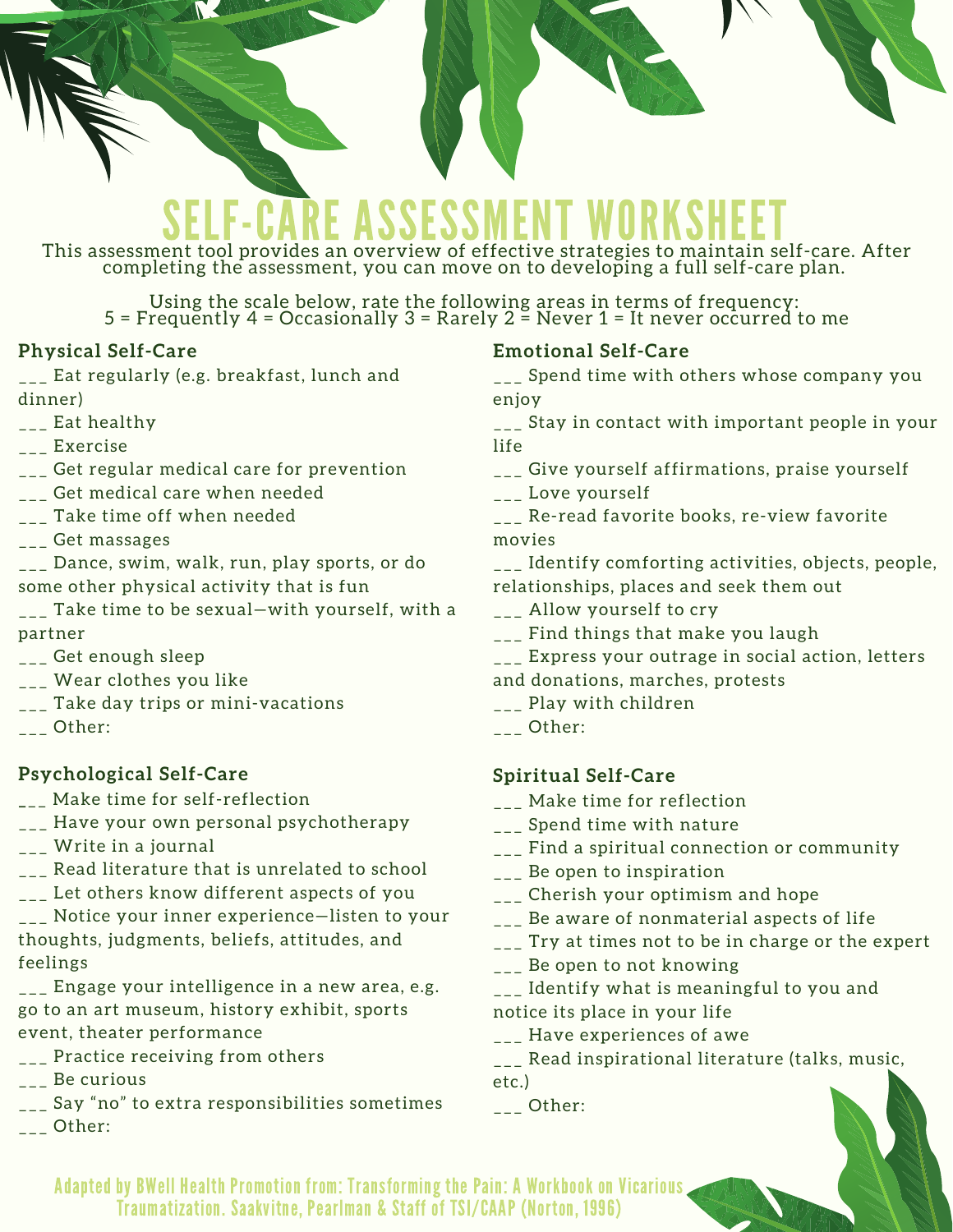# SELF-CARE ASSESSMENT WORKSHEET

This assessment tool provides an overview of effective strategies to maintain self-care. After completing the assessment, you can move on to developing a full self-care plan.

Using the scale below, rate the following areas in terms of frequency:
5 = Frequently 4 = Occasionally 3 = Rarely 2 = Never 1 = It never occurred to me

## Physical Self-Care

___ Eat regularly (e.g. breakfast, lunch and dinner)
___ Eat healthy
___ Exercise
___ Get regular medical care for prevention
___ Get medical care when needed
___ Take time off when needed
___ Get massages
___ Dance, swim, walk, run, play sports, or do some other physical activity that is fun
___ Take time to be sexual—with yourself, with a partner
___ Get enough sleep
___ Wear clothes you like
___ Take day trips or mini-vacations
___ Other:

## Psychological Self-Care

___ Make time for self-reflection
___ Have your own personal psychotherapy
___ Write in a journal
___ Read literature that is unrelated to school
___ Let others know different aspects of you
___ Notice your inner experience—listen to your thoughts, judgments, beliefs, attitudes, and feelings
___ Engage your intelligence in a new area, e.g. go to an art museum, history exhibit, sports event, theater performance
___ Practice receiving from others
___ Be curious
___ Say "no" to extra responsibilities sometimes
___ Other:

## Emotional Self-Care

___ Spend time with others whose company you enjoy
___ Stay in contact with important people in your life
___ Give yourself affirmations, praise yourself
___ Love yourself
___ Re-read favorite books, re-view favorite movies
___ Identify comforting activities, objects, people, relationships, places and seek them out
___ Allow yourself to cry
___ Find things that make you laugh
___ Express your outrage in social action, letters and donations, marches, protests
___ Play with children
___ Other:

## Spiritual Self-Care

___ Make time for reflection
___ Spend time with nature
___ Find a spiritual connection or community
___ Be open to inspiration
___ Cherish your optimism and hope
___ Be aware of nonmaterial aspects of life
___ Try at times not to be in charge or the expert
___ Be open to not knowing
___ Identify what is meaningful to you and notice its place in your life
___ Have experiences of awe
___ Read inspirational literature (talks, music, etc.)
___ Other:

Adapted by BWell Health Promotion from: Transforming the Pain: A Workbook on Vicarious Traumatization. Saakvitne, Pearlman & Staff of TSI/CAAP (Norton, 1996)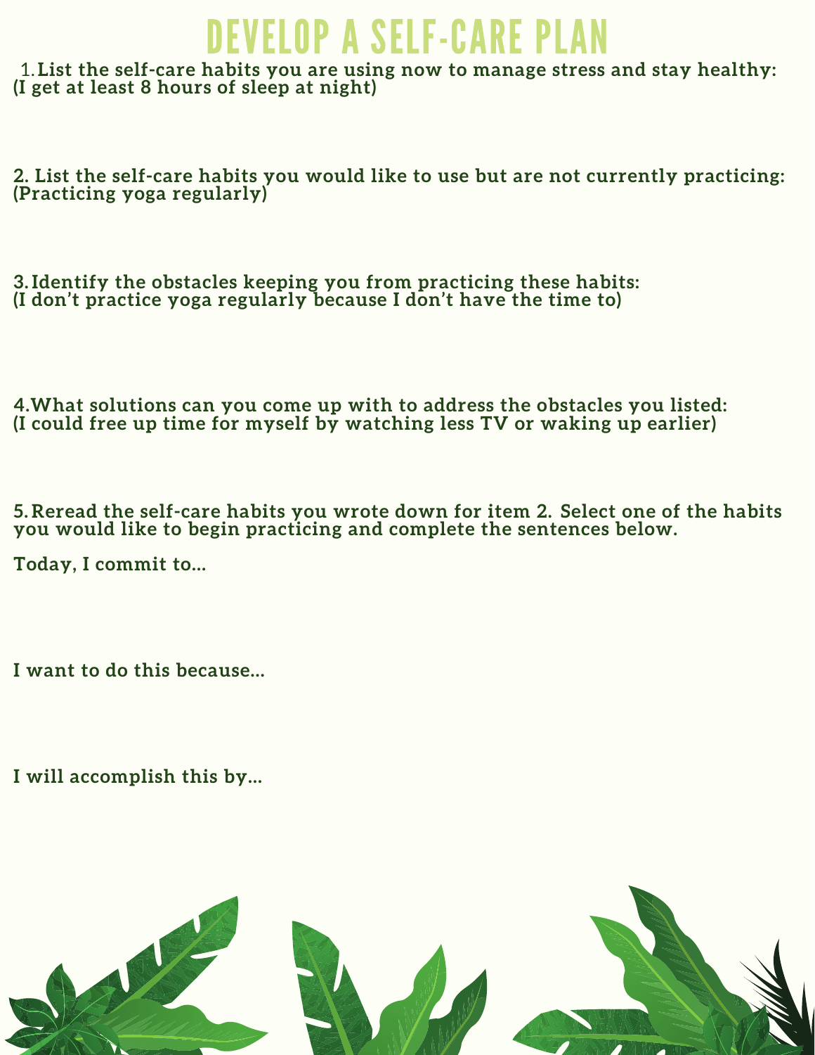# DEVELOP A SELF-CARE PLAN

1. **List the self-care habits you are using now to manage stress and stay healthy:**
**(I get at least 8 hours of sleep at night)**

2. **List the self-care habits you would like to use but are not currently practicing:**
**(Practicing yoga regularly)**

3. **Identify the obstacles keeping you from practicing these habits:**
**(I don't practice yoga regularly because I don't have the time to)**

4. **What solutions can you come up with to address the obstacles you listed:**
**(I could free up time for myself by watching less TV or waking up earlier)**

5. **Reread the self-care habits you wrote down for item 2. Select one of the habits you would like to begin practicing and complete the sentences below.**

**Today, I commit to...**

**I want to do this because...**

**I will accomplish this by...**